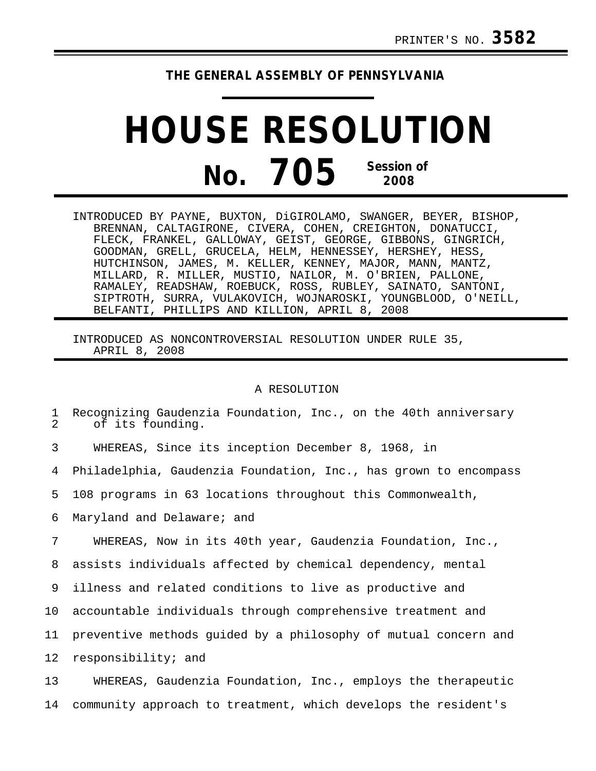PRINTER'S NO. **3582**

**THE GENERAL ASSEMBLY OF PENNSYLVANIA**

# HOUSE RESOLUTION

## No. 705 Session of 2008

INTRODUCED BY PAYNE, BUXTON, DiGIROLAMO, SWANGER, BEYER, BISHOP, BRENNAN, CALTAGIRONE, CIVERA, COHEN, CREIGHTON, DONATUCCI, FLECK, FRANKEL, GALLOWAY, GEIST, GEORGE, GIBBONS, GINGRICH, GOODMAN, GRELL, GRUCELA, HELM, HENNESSEY, HERSHEY, HESS, HUTCHINSON, JAMES, M. KELLER, KENNEY, MAJOR, MANN, MANTZ, MILLARD, R. MILLER, MUSTIO, NAILOR, M. O'BRIEN, PALLONE, RAMALEY, READSHAW, ROEBUCK, ROSS, RUBLEY, SAINATO, SANTONI, SIPTROTH, SURRA, VULAKOVICH, WOJNAROSKI, YOUNGBLOOD, O'NEILL, BELFANTI, PHILLIPS AND KILLION, APRIL 8, 2008

INTRODUCED AS NONCONTROVERSIAL RESOLUTION UNDER RULE 35, APRIL 8, 2008

A RESOLUTION

1 Recognizing Gaudenzia Foundation, Inc., on the 40th anniversary
2 of its founding.

3 WHEREAS, Since its inception December 8, 1968, in
4 Philadelphia, Gaudenzia Foundation, Inc., has grown to encompass
5 108 programs in 63 locations throughout this Commonwealth,
6 Maryland and Delaware; and

7 WHEREAS, Now in its 40th year, Gaudenzia Foundation, Inc.,
8 assists individuals affected by chemical dependency, mental
9 illness and related conditions to live as productive and
10 accountable individuals through comprehensive treatment and
11 preventive methods guided by a philosophy of mutual concern and
12 responsibility; and

13 WHEREAS, Gaudenzia Foundation, Inc., employs the therapeutic
14 community approach to treatment, which develops the resident's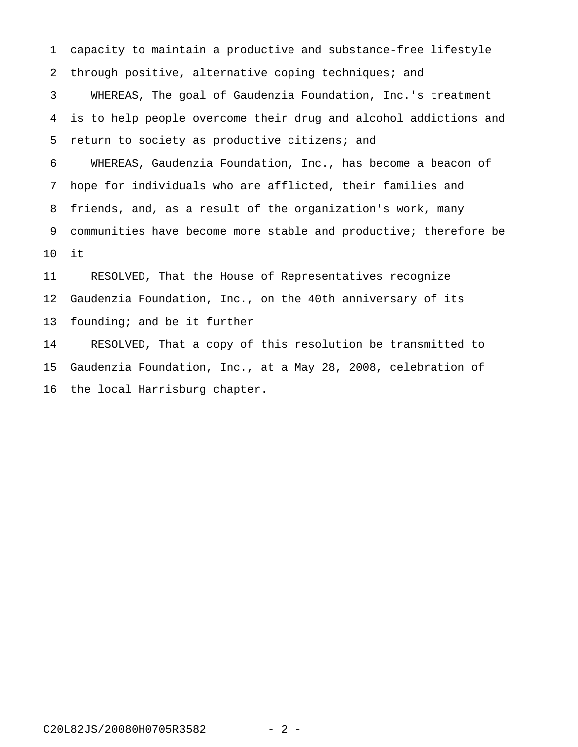capacity to maintain a productive and substance-free lifestyle through positive, alternative coping techniques; and

WHEREAS, The goal of Gaudenzia Foundation, Inc.'s treatment is to help people overcome their drug and alcohol addictions and return to society as productive citizens; and

WHEREAS, Gaudenzia Foundation, Inc., has become a beacon of hope for individuals who are afflicted, their families and friends, and, as a result of the organization's work, many communities have become more stable and productive; therefore be it

RESOLVED, That the House of Representatives recognize Gaudenzia Foundation, Inc., on the 40th anniversary of its founding; and be it further

RESOLVED, That a copy of this resolution be transmitted to Gaudenzia Foundation, Inc., at a May 28, 2008, celebration of the local Harrisburg chapter.